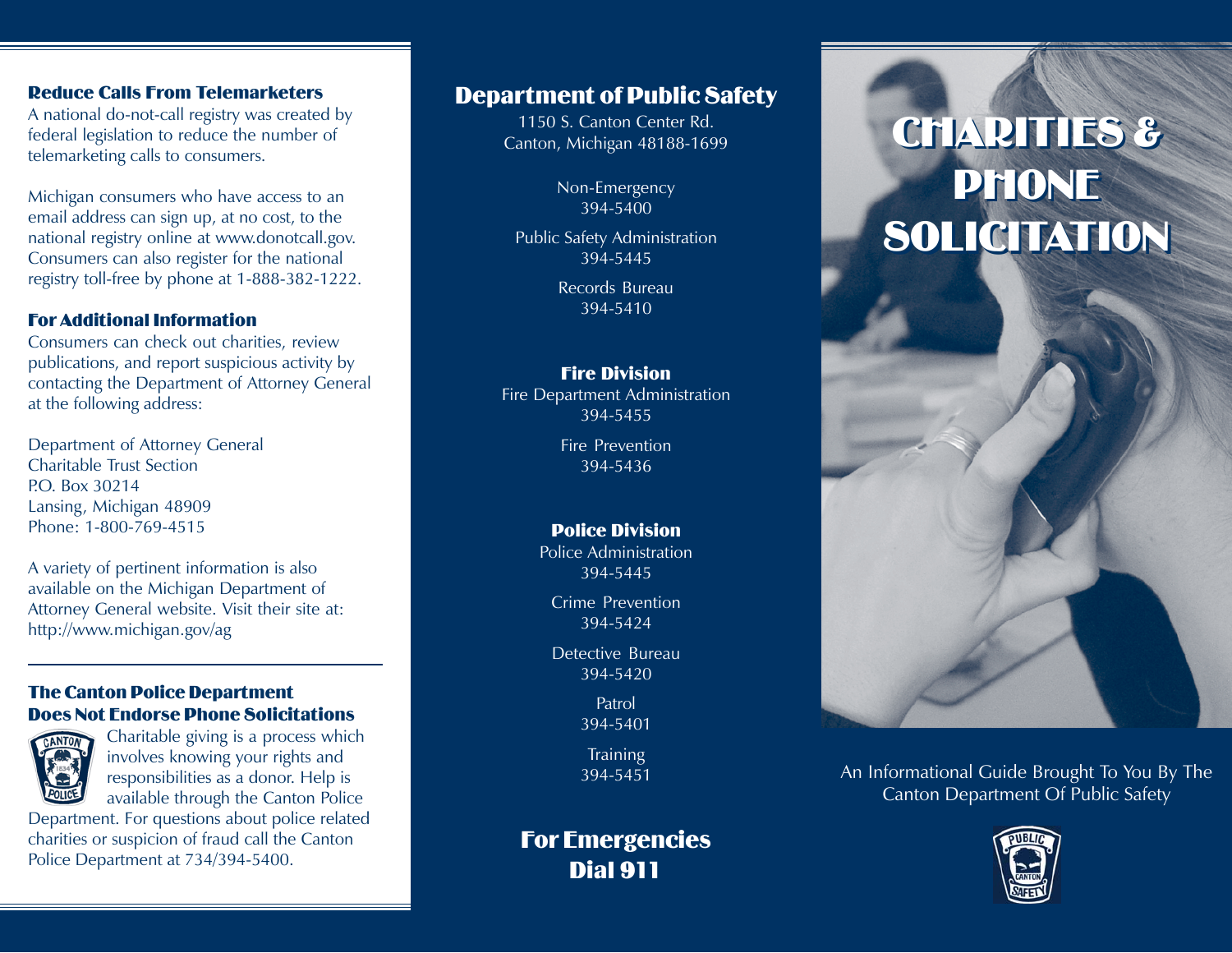## Reduce Calls From Telemarketers

A national do-not-call registry was created by federal legislation to reduce the number of telemarketing calls to consumers.

Michigan consumers who have access to an email address can sign up, at no cost, to the national registry online at www.donotcall.gov. Consumers can also register for the national registry toll-free by phone at 1-888-382-1222.

## For Additional Information

Consumers can check out charities, review publications, and report suspicious activity by contacting the Department of Attorney General at the following address:

Department of Attorney General
Charitable Trust Section
P.O. Box 30214
Lansing, Michigan 48909
Phone: 1-800-769-4515

A variety of pertinent information is also available on the Michigan Department of Attorney General website. Visit their site at: http://www.michigan.gov/ag

---

## The Canton Police Department Does Not Endorse Phone Solicitations

Charitable giving is a process which involves knowing your rights and responsibilities as a donor. Help is available through the Canton Police Department. For questions about police related charities or suspicion of fraud call the Canton Police Department at 734/394-5400.

## Department of Public Safety

1150 S. Canton Center Rd.
Canton, Michigan 48188-1699

Non-Emergency
394-5400

Public Safety Administration
394-5445

Records Bureau
394-5410

### Fire Division

Fire Department Administration
394-5455

Fire Prevention
394-5436

### Police Division

Police Administration
394-5445

Crime Prevention
394-5424

Detective Bureau
394-5420

Patrol
394-5401

Training
394-5451

## For Emergencies Dial 911

# CHARITIES & PHONE SOLICITATION

An Informational Guide Brought To You By The Canton Department Of Public Safety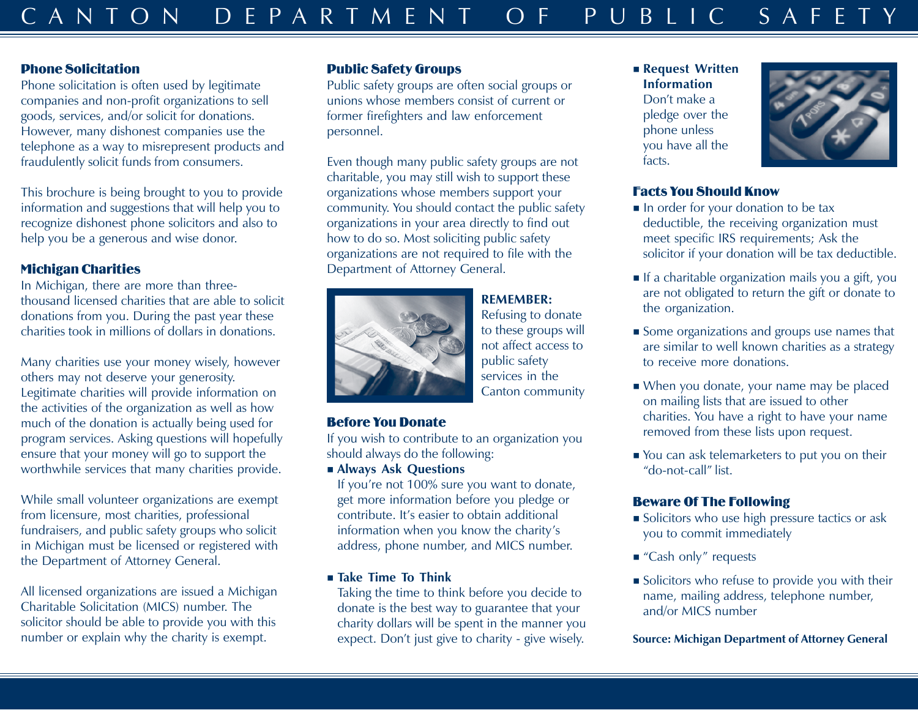## Phone Solicitation

Phone solicitation is often used by legitimate companies and non-profit organizations to sell goods, services, and/or solicit for donations. However, many dishonest companies use the telephone as a way to misrepresent products and fraudulently solicit funds from consumers.

This brochure is being brought to you to provide information and suggestions that will help you to recognize dishonest phone solicitors and also to help you be a generous and wise donor.

## Michigan Charities

In Michigan, there are more than three-thousand licensed charities that are able to solicit donations from you. During the past year these charities took in millions of dollars in donations.

Many charities use your money wisely, however others may not deserve your generosity. Legitimate charities will provide information on the activities of the organization as well as how much of the donation is actually being used for program services. Asking questions will hopefully ensure that your money will go to support the worthwhile services that many charities provide.

While small volunteer organizations are exempt from licensure, most charities, professional fundraisers, and public safety groups who solicit in Michigan must be licensed or registered with the Department of Attorney General.

All licensed organizations are issued a Michigan Charitable Solicitation (MICS) number. The solicitor should be able to provide you with this number or explain why the charity is exempt.

## Public Safety Groups

Public safety groups are often social groups or unions whose members consist of current or former firefighters and law enforcement personnel.

Even though many public safety groups are not charitable, you may still wish to support these organizations whose members support your community. You should contact the public safety organizations in your area directly to find out how to do so. Most soliciting public safety organizations are not required to file with the Department of Attorney General.

**REMEMBER:**
Refusing to donate to these groups will not affect access to public safety services in the Canton community

## Before You Donate

If you wish to contribute to an organization you should always do the following:

- **Always Ask Questions**
  If you're not 100% sure you want to donate, get more information before you pledge or contribute. It's easier to obtain additional information when you know the charity's address, phone number, and MICS number.

- **Take Time To Think**
  Taking the time to think before you decide to donate is the best way to guarantee that your charity dollars will be spent in the manner you expect. Don't just give to charity - give wisely.

- **Request Written Information**
  Don't make a pledge over the phone unless you have all the facts.

## Facts You Should Know

- In order for your donation to be tax deductible, the receiving organization must meet specific IRS requirements; Ask the solicitor if your donation will be tax deductible.
- If a charitable organization mails you a gift, you are not obligated to return the gift or donate to the organization.
- Some organizations and groups use names that are similar to well known charities as a strategy to receive more donations.
- When you donate, your name may be placed on mailing lists that are issued to other charities. You have a right to have your name removed from these lists upon request.
- You can ask telemarketers to put you on their "do-not-call" list.

## Beware Of The Following

- Solicitors who use high pressure tactics or ask you to commit immediately
- "Cash only" requests
- Solicitors who refuse to provide you with their name, mailing address, telephone number, and/or MICS number

**Source: Michigan Department of Attorney General**